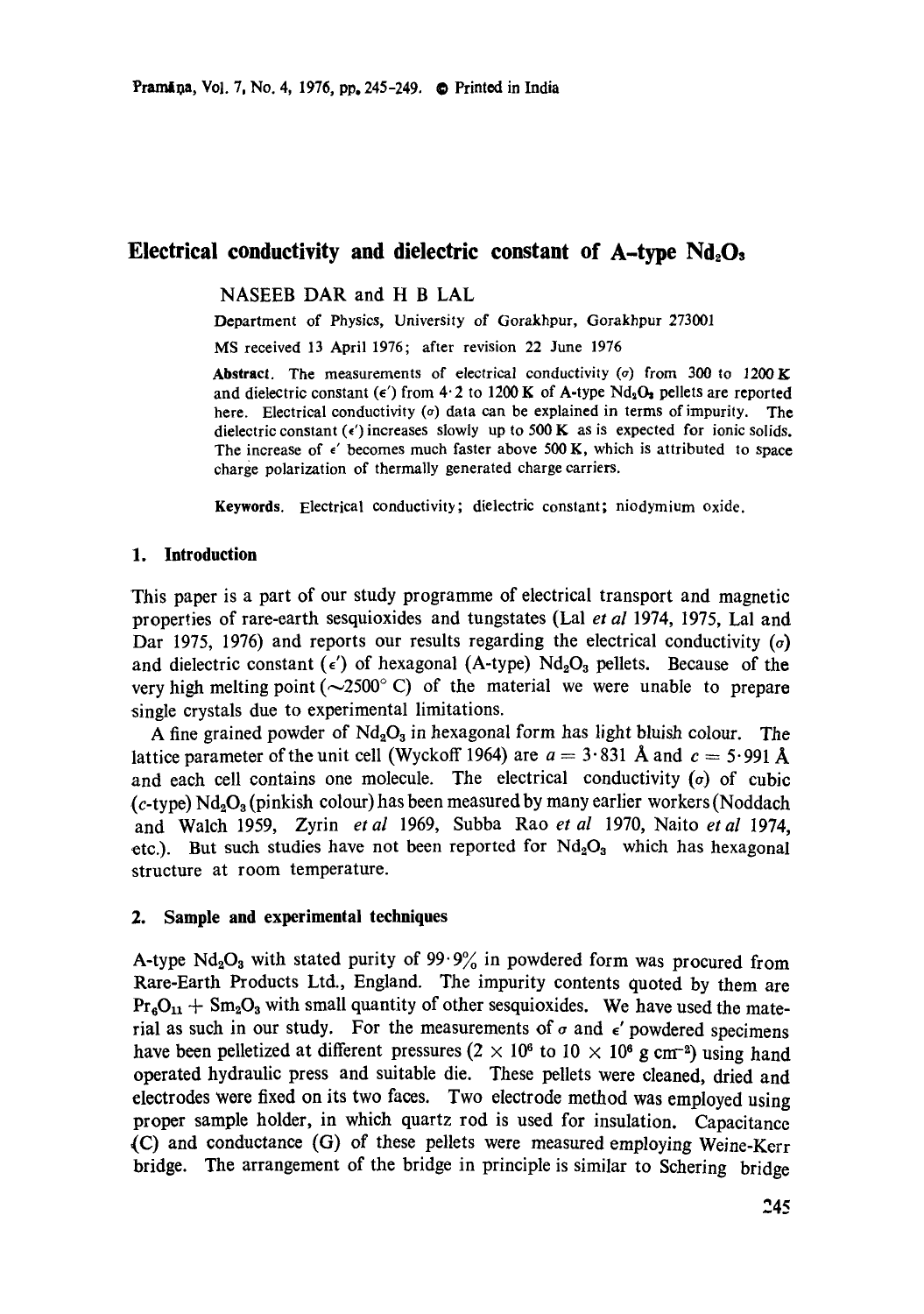# Electrical conductivity and dielectric constant of A-type $Nd_2O_3$

NASEEB DAR and H B LAL

Department of Physics, University of Gorakhpur, Gorakhpur 273001

MS received 13 April 1976; after revision 22 June 1976

**Abstract.** The measurements of electrical conductivity ($\sigma$) from 300 to 1200 K and dielectric constant ($\epsilon'$) from 4·2 to 1200 K of A-type $Nd_2O_3$ pellets are reported here. Electrical conductivity ($\sigma$) data can be explained in terms of impurity. The dielectric constant ($\epsilon'$) increases slowly up to 500 K as is expected for ionic solids. The increase of $\epsilon'$ becomes much faster above 500 K, which is attributed to space charge polarization of thermally generated charge carriers.

**Keywords.** Electrical conductivity; dielectric constant; niodymium oxide.

## 1. Introduction

This paper is a part of our study programme of electrical transport and magnetic properties of rare-earth sesquioxides and tungstates (Lal *et al* 1974, 1975, Lal and Dar 1975, 1976) and reports our results regarding the electrical conductivity ($\sigma$) and dielectric constant ($\epsilon'$) of hexagonal (A-type) $Nd_2O_3$ pellets. Because of the very high melting point ($\sim$2500° C) of the material we were unable to prepare single crystals due to experimental limitations.

A fine grained powder of $Nd_2O_3$ in hexagonal form has light bluish colour. The lattice parameter of the unit cell (Wyckoff 1964) are $a = 3{\cdot}831$ Å and $c = 5{\cdot}991$ Å and each cell contains one molecule. The electrical conductivity ($\sigma$) of cubic (*c*-type) $Nd_2O_3$ (pinkish colour) has been measured by many earlier workers (Noddach and Walch 1959, Zyrin *et al* 1969, Subba Rao *et al* 1970, Naito *et al* 1974, etc.). But such studies have not been reported for $Nd_2O_3$ which has hexagonal structure at room temperature.

## 2. Sample and experimental techniques

A-type $Nd_2O_3$ with stated purity of 99·9% in powdered form was procured from Rare-Earth Products Ltd., England. The impurity contents quoted by them are $Pr_6O_{11} + Sm_2O_3$ with small quantity of other sesquioxides. We have used the material as such in our study. For the measurements of $\sigma$ and $\epsilon'$ powdered specimens have been pelletized at different pressures ($2 \times 10^6$ to $10 \times 10^6$ g cm$^{-2}$) using hand operated hydraulic press and suitable die. These pellets were cleaned, dried and electrodes were fixed on its two faces. Two electrode method was employed using proper sample holder, in which quartz rod is used for insulation. Capacitance (C) and conductance (G) of these pellets were measured employing Weine-Kerr bridge. The arrangement of the bridge in principle is similar to Schering bridge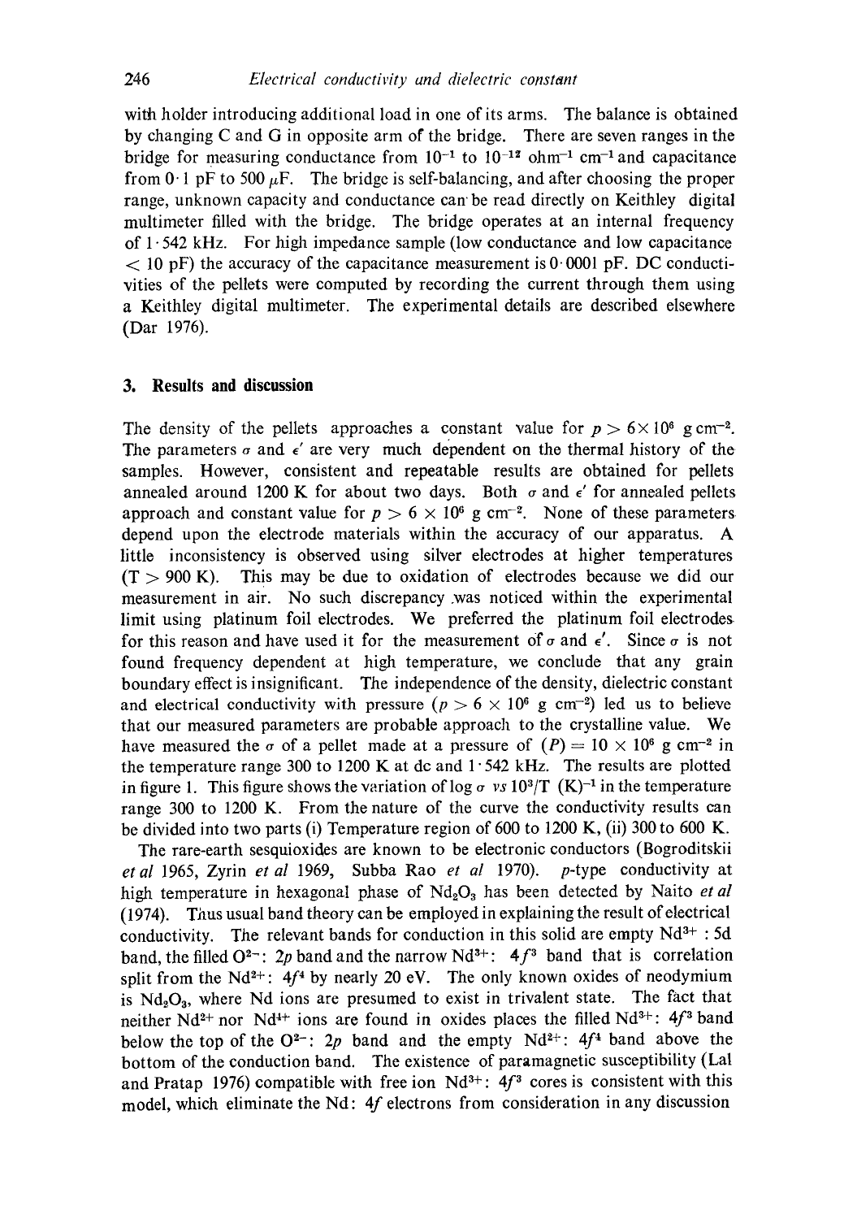with holder introducing additional load in one of its arms. The balance is obtained by changing C and G in opposite arm of the bridge. There are seven ranges in the bridge for measuring conductance from $10^{-1}$ to $10^{-12}$ ohm$^{-1}$ cm$^{-1}$ and capacitance from 0·1 pF to 500 $\mu$F. The bridge is self-balancing, and after choosing the proper range, unknown capacity and conductance can be read directly on Keithley digital multimeter filled with the bridge. The bridge operates at an internal frequency of 1·542 kHz. For high impedance sample (low conductance and low capacitance $< 10$ pF) the accuracy of the capacitance measurement is 0·0001 pF. DC conductivities of the pellets were computed by recording the current through them using a Keithley digital multimeter. The experimental details are described elsewhere (Dar 1976).

## 3. Results and discussion

The density of the pellets approaches a constant value for $p > 6 \times 10^6$ g cm$^{-2}$. The parameters $\sigma$ and $\epsilon'$ are very much dependent on the thermal history of the samples. However, consistent and repeatable results are obtained for pellets annealed around 1200 K for about two days. Both $\sigma$ and $\epsilon'$ for annealed pellets approach and constant value for $p > 6 \times 10^6$ g cm$^{-2}$. None of these parameters depend upon the electrode materials within the accuracy of our apparatus. A little inconsistency is observed using silver electrodes at higher temperatures ($T > 900$ K). This may be due to oxidation of electrodes because we did our measurement in air. No such discrepancy was noticed within the experimental limit using platinum foil electrodes. We preferred the platinum foil electrodes for this reason and have used it for the measurement of $\sigma$ and $\epsilon'$. Since $\sigma$ is not found frequency dependent at high temperature, we conclude that any grain boundary effect is insignificant. The independence of the density, dielectric constant and electrical conductivity with pressure ($p > 6 \times 10^6$ g cm$^{-2}$) led us to believe that our measured parameters are probable approach to the crystalline value. We have measured the $\sigma$ of a pellet made at a pressure of $(P) = 10 \times 10^6$ g cm$^{-2}$ in the temperature range 300 to 1200 K at dc and 1·542 kHz. The results are plotted in figure 1. This figure shows the variation of log $\sigma$ *vs* $10^3/T$ (K)$^{-1}$ in the temperature range 300 to 1200 K. From the nature of the curve the conductivity results can be divided into two parts (i) Temperature region of 600 to 1200 K, (ii) 300 to 600 K.

The rare-earth sesquioxides are known to be electronic conductors (Bogroditskii *et al* 1965, Zyrin *et al* 1969, Subba Rao *et al* 1970). *p*-type conductivity at high temperature in hexagonal phase of $Nd_2O_3$ has been detected by Naito *et al* (1974). Thus usual band theory can be employed in explaining the result of electrical conductivity. The relevant bands for conduction in this solid are empty $Nd^{3+}$ : 5d band, the filled $O^{2-}$: $2p$ band and the narrow $Nd^{3+}$: $4f^3$ band that is correlation split from the $Nd^{2+}$: $4f^4$ by nearly 20 eV. The only known oxides of neodymium is $Nd_2O_3$, where Nd ions are presumed to exist in trivalent state. The fact that neither $Nd^{2+}$ nor $Nd^{4+}$ ions are found in oxides places the filled $Nd^{3+}$: $4f^3$ band below the top of the $O^{2-}$: $2p$ band and the empty $Nd^{2+}$: $4f^4$ band above the bottom of the conduction band. The existence of paramagnetic susceptibility (Lal and Pratap 1976) compatible with free ion $Nd^{3+}$: $4f^3$ cores is consistent with this model, which eliminate the Nd: $4f$ electrons from consideration in any discussion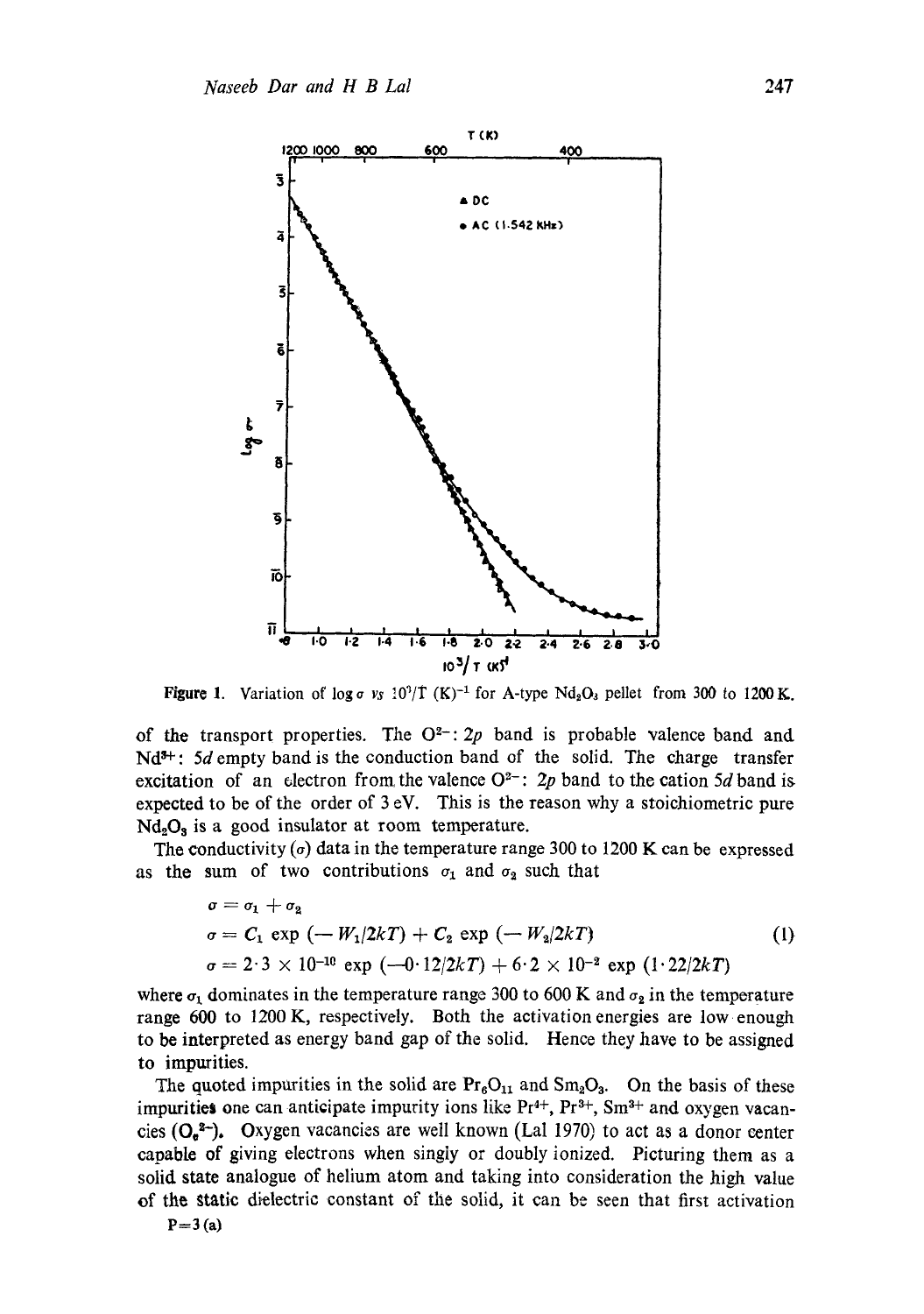Figure 1. Variation of log $\sigma$ vs $10^3/T$ (K)$^{-1}$ for A-type $Nd_2O_3$ pellet from 300 to 1200 K.

of the transport properties. The $O^{2-}$: $2p$ band is probable valence band and $Nd^{3+}$: $5d$ empty band is the conduction band of the solid. The charge transfer excitation of an electron from the valence $O^{2-}$: $2p$ band to the cation $5d$ band is expected to be of the order of 3 eV. This is the reason why a stoichiometric pure $Nd_2O_3$ is a good insulator at room temperature.

The conductivity ($\sigma$) data in the temperature range 300 to 1200 K can be expressed as the sum of two contributions $\sigma_1$ and $\sigma_2$ such that

$$\sigma = \sigma_1 + \sigma_2$$

$$\sigma = C_1 \exp(-W_1/2kT) + C_2 \exp(-W_2/2kT) \tag{1}$$

$$\sigma = 2 \cdot 3 \times 10^{-10} \exp(-0 \cdot 12/2kT) + 6 \cdot 2 \times 10^{-2} \exp(1 \cdot 22/2kT)$$

where $\sigma_1$ dominates in the temperature range 300 to 600 K and $\sigma_2$ in the temperature range 600 to 1200 K, respectively. Both the activation energies are low enough to be interpreted as energy band gap of the solid. Hence they have to be assigned to impurities.

The quoted impurities in the solid are $Pr_6O_{11}$ and $Sm_2O_3$. On the basis of these impurities one can anticipate impurity ions like $Pr^{4+}$, $Pr^{3+}$, $Sm^{3+}$ and oxygen vacancies ($O_v^{2-}$). Oxygen vacancies are well known (Lal 1970) to act as a donor center capable of giving electrons when singly or doubly ionized. Picturing them as a solid state analogue of helium atom and taking into consideration the high value of the static dielectric constant of the solid, it can be seen that first activation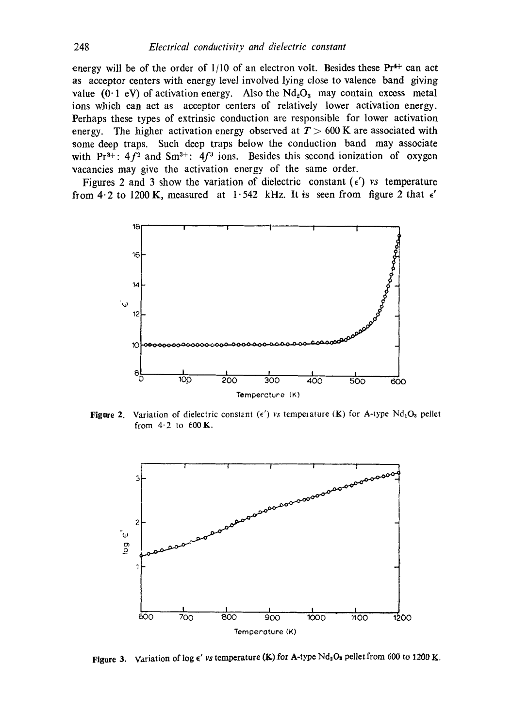energy will be of the order of 1/10 of an electron volt. Besides these $Pr^{4+}$ can act as acceptor centers with energy level involved lying close to valence band giving value (0·1 eV) of activation energy. Also the $Nd_2O_3$ may contain excess metal ions which can act as acceptor centers of relatively lower activation energy. Perhaps these types of extrinsic conduction are responsible for lower activation energy. The higher activation energy observed at $T > 600$ K are associated with some deep traps. Such deep traps below the conduction band may associate with $Pr^{3+}$: $4f^2$ and $Sm^{3+}$: $4f^3$ ions. Besides this second ionization of oxygen vacancies may give the activation energy of the same order.

Figures 2 and 3 show the variation of dielectric constant ($\epsilon'$) *vs* temperature from 4·2 to 1200 K, measured at 1·542 kHz. It is seen from figure 2 that $\epsilon'$

**Figure 2.** Variation of dielectric constant ($\epsilon'$) *vs* temperature (K) for A-type $Nd_2O_3$ pellet from 4·2 to 600 K.

**Figure 3.** Variation of log $\epsilon'$ *vs* temperature (K) for A-type $Nd_2O_3$ pellet from 600 to 1200 K.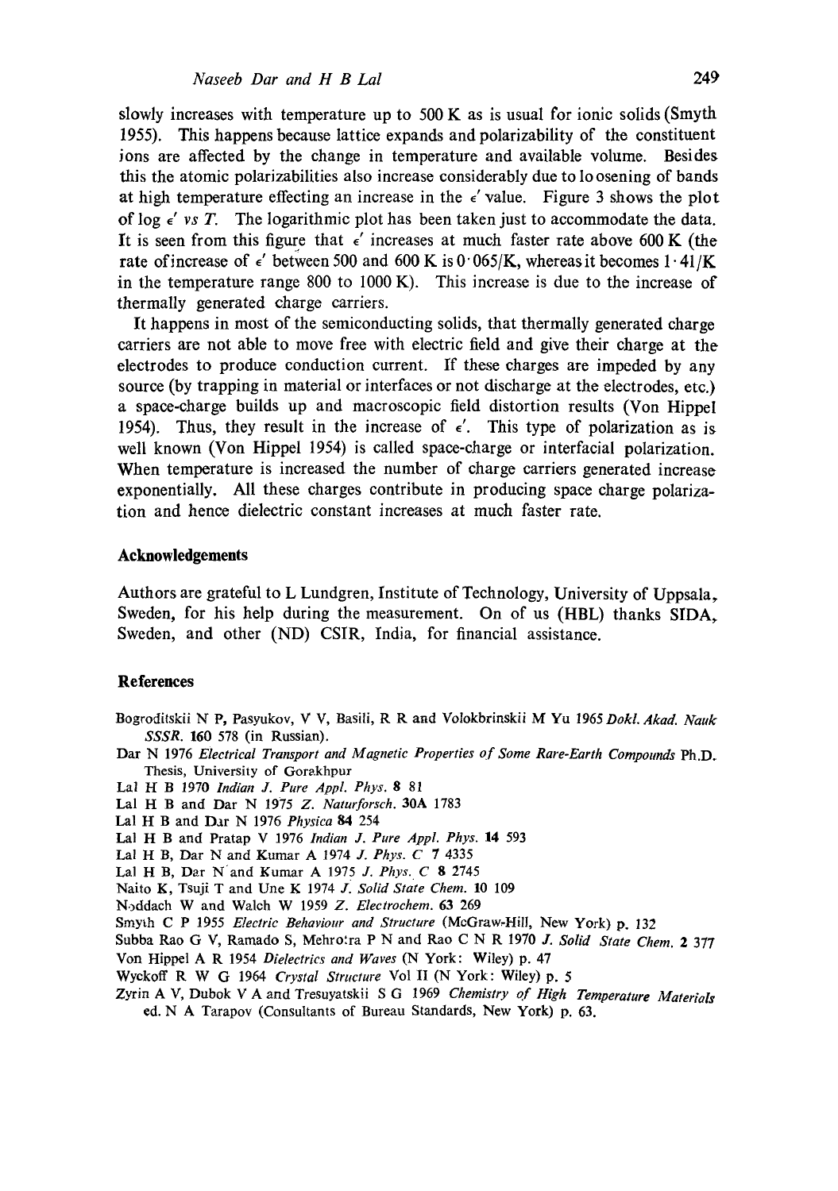slowly increases with temperature up to 500 K as is usual for ionic solids (Smyth 1955). This happens because lattice expands and polarizability of the constituent ions are affected by the change in temperature and available volume. Besides this the atomic polarizabilities also increase considerably due to loosening of bands at high temperature effecting an increase in the $\epsilon'$ value. Figure 3 shows the plot of log $\epsilon'$ *vs* $T$. The logarithmic plot has been taken just to accommodate the data. It is seen from this figure that $\epsilon'$ increases at much faster rate above 600 K (the rate of increase of $\epsilon'$ between 500 and 600 K is 0·065/K, whereas it becomes 1·41/K in the temperature range 800 to 1000 K). This increase is due to the increase of thermally generated charge carriers.

It happens in most of the semiconducting solids, that thermally generated charge carriers are not able to move free with electric field and give their charge at the electrodes to produce conduction current. If these charges are impeded by any source (by trapping in material or interfaces or not discharge at the electrodes, etc.) a space-charge builds up and macroscopic field distortion results (Von Hippel 1954). Thus, they result in the increase of $\epsilon'$. This type of polarization as is well known (Von Hippel 1954) is called space-charge or interfacial polarization. When temperature is increased the number of charge carriers generated increase exponentially. All these charges contribute in producing space charge polarization and hence dielectric constant increases at much faster rate.

## Acknowledgements

Authors are grateful to L Lundgren, Institute of Technology, University of Uppsala, Sweden, for his help during the measurement. On of us (HBL) thanks SIDA, Sweden, and other (ND) CSIR, India, for financial assistance.

## References

Bogroditskii N P, Pasyukov, V V, Basili, R R and Volokbrinskii M Yu 1965 *Dokl. Akad. Nauk SSSR.* **160** 578 (in Russian).

Dar N 1976 *Electrical Transport and Magnetic Properties of Some Rare-Earth Compounds* Ph.D. Thesis, University of Gorakhpur

Lal H B 1970 *Indian J. Pure Appl. Phys.* **8** 81

Lal H B and Dar N 1975 *Z. Naturforsch.* **30A** 1783

Lal H B and Dar N 1976 *Physica* **84** 254

Lal H B and Pratap V 1976 *Indian J. Pure Appl. Phys.* **14** 593

Lal H B, Dar N and Kumar A 1974 *J. Phys. C* **7** 4335

Lal H B, Dar N and Kumar A 1975 *J. Phys. C* **8** 2745

Naito K, Tsuji T and Une K 1974 *J. Solid State Chem.* **10** 109

Noddach W and Walch W 1959 *Z. Electrochem.* **63** 269

Smyth C P 1955 *Electric Behaviour and Structure* (McGraw-Hill, New York) p. 132

Subba Rao G V, Ramado S, Mehrotra P N and Rao C N R 1970 *J. Solid State Chem.* **2** 377

Von Hippel A R 1954 *Dielectrics and Waves* (N York: Wiley) p. 47

Wyckoff R W G 1964 *Crystal Structure* Vol II (N York: Wiley) p. 5

Zyrin A V, Dubok V A and Tresuyatskii S G 1969 *Chemistry of High Temperature Materials* ed. N A Tarapov (Consultants of Bureau Standards, New York) p. 63.